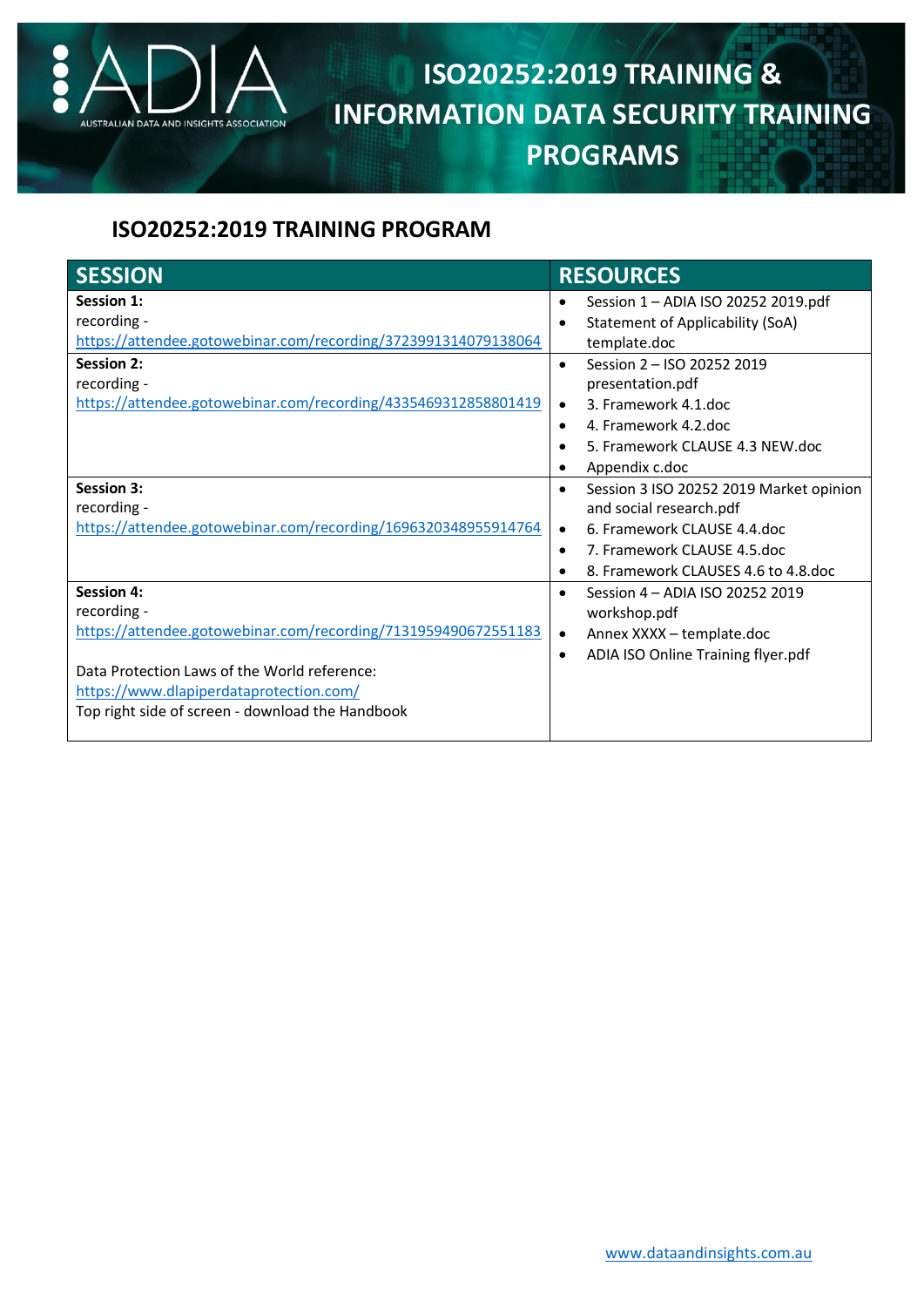# ISO20252:2019 TRAINING & INFORMATION DATA SECURITY TRAINING PROGRAMS

## ISO20252:2019 TRAINING PROGRAM

| SESSION | RESOURCES |
|---|---|
| **Session 1:**<br>recording -<br>https://attendee.gotowebinar.com/recording/3723991314079138064 | • Session 1 – ADIA ISO 20252 2019.pdf<br>• Statement of Applicability (SoA) template.doc |
| **Session 2:**<br>recording -<br>https://attendee.gotowebinar.com/recording/4335469312858801419 | • Session 2 – ISO 20252 2019 presentation.pdf<br>• 3. Framework 4.1.doc<br>• 4. Framework 4.2.doc<br>• 5. Framework CLAUSE 4.3 NEW.doc<br>• Appendix c.doc |
| **Session 3:**<br>recording -<br>https://attendee.gotowebinar.com/recording/1696320348955914764 | • Session 3 ISO 20252 2019 Market opinion and social research.pdf<br>• 6. Framework CLAUSE 4.4.doc<br>• 7. Framework CLAUSE 4.5.doc<br>• 8. Framework CLAUSES 4.6 to 4.8.doc |
| **Session 4:**<br>recording -<br>https://attendee.gotowebinar.com/recording/7131959490672551183<br><br>Data Protection Laws of the World reference:<br>https://www.dlapiperdataprotection.com/<br>Top right side of screen - download the Handbook | • Session 4 – ADIA ISO 20252 2019 workshop.pdf<br>• Annex XXXX – template.doc<br>• ADIA ISO Online Training flyer.pdf |

www.dataandinsights.com.au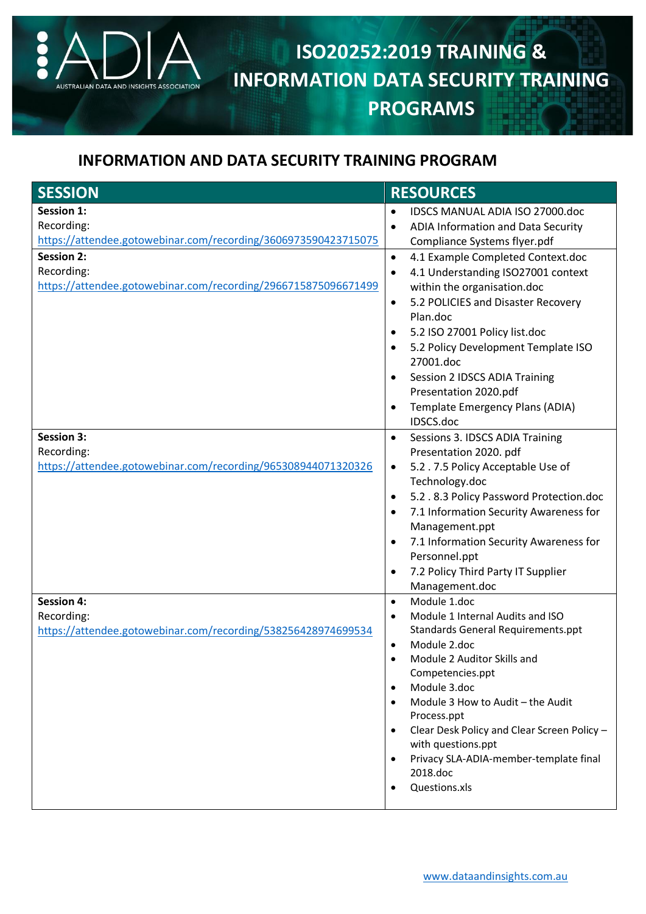# ISO20252:2019 TRAINING & INFORMATION DATA SECURITY TRAINING PROGRAMS

## INFORMATION AND DATA SECURITY TRAINING PROGRAM

| SESSION | RESOURCES |
| --- | --- |
| **Session 1:**<br>Recording:<br>https://attendee.gotowebinar.com/recording/3606973590423715075 | • IDSCS MANUAL ADIA ISO 27000.doc<br>• ADIA Information and Data Security Compliance Systems flyer.pdf |
| **Session 2:**<br>Recording:<br>https://attendee.gotowebinar.com/recording/2966715875096671499 | • 4.1 Example Completed Context.doc<br>• 4.1 Understanding ISO27001 context within the organisation.doc<br>• 5.2 POLICIES and Disaster Recovery Plan.doc<br>• 5.2 ISO 27001 Policy list.doc<br>• 5.2 Policy Development Template ISO 27001.doc<br>• Session 2 IDSCS ADIA Training Presentation 2020.pdf<br>• Template Emergency Plans (ADIA) IDSCS.doc |
| **Session 3:**<br>Recording:<br>https://attendee.gotowebinar.com/recording/965308944071320326 | • Sessions 3. IDSCS ADIA Training Presentation 2020. pdf<br>• 5.2 . 7.5 Policy Acceptable Use of Technology.doc<br>• 5.2 . 8.3 Policy Password Protection.doc<br>• 7.1 Information Security Awareness for Management.ppt<br>• 7.1 Information Security Awareness for Personnel.ppt<br>• 7.2 Policy Third Party IT Supplier Management.doc |
| **Session 4:**<br>Recording:<br>https://attendee.gotowebinar.com/recording/538256428974699534 | • Module 1.doc<br>• Module 1 Internal Audits and ISO Standards General Requirements.ppt<br>• Module 2.doc<br>• Module 2 Auditor Skills and Competencies.ppt<br>• Module 3.doc<br>• Module 3 How to Audit – the Audit Process.ppt<br>• Clear Desk Policy and Clear Screen Policy – with questions.ppt<br>• Privacy SLA-ADIA-member-template final 2018.doc<br>• Questions.xls |

www.dataandinsights.com.au